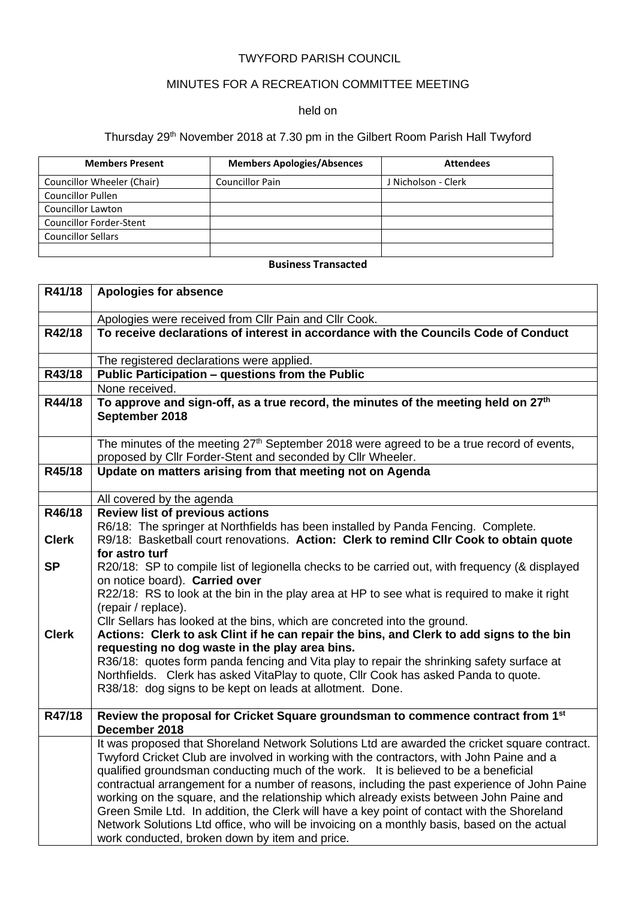TWYFORD PARISH COUNCIL

MINUTES FOR A RECREATION COMMITTEE MEETING

held on

Thursday 29th November 2018 at 7.30 pm in the Gilbert Room Parish Hall Twyford

| Members Present | Members Apologies/Absences | Attendees |
|---|---|---|
| Councillor Wheeler (Chair) | Councillor Pain | J Nicholson - Clerk |
| Councillor Pullen | | |
| Councillor Lawton | | |
| Councillor Forder-Stent | | |
| Councillor Sellars | | |
| | | |

**Business Transacted**

| | |
|---|---|
| **R41/18** | **Apologies for absence** |
| | Apologies were received from Cllr Pain and Cllr Cook. |
| **R42/18** | **To receive declarations of interest in accordance with the Councils Code of Conduct** |
| | The registered declarations were applied. |
| **R43/18** | **Public Participation – questions from the Public** |
| | None received. |
| **R44/18** | **To approve and sign-off, as a true record, the minutes of the meeting held on 27th September 2018** |
| | The minutes of the meeting 27th September 2018 were agreed to be a true record of events, proposed by Cllr Forder-Stent and seconded by Cllr Wheeler. |
| **R45/18** | **Update on matters arising from that meeting not on Agenda** |
| | All covered by the agenda |
| **R46/18** | **Review list of previous actions**<br>R6/18: The springer at Northfields has been installed by Panda Fencing. Complete. |
| **Clerk** | R9/18: Basketball court renovations. **Action: Clerk to remind Cllr Cook to obtain quote for astro turf** |
| **SP** | R20/18: SP to compile list of legionella checks to be carried out, with frequency (& displayed on notice board). **Carried over**<br>R22/18: RS to look at the bin in the play area at HP to see what is required to make it right (repair / replace).<br>Cllr Sellars has looked at the bins, which are concreted into the ground. |
| **Clerk** | **Actions: Clerk to ask Clint if he can repair the bins, and Clerk to add signs to the bin requesting no dog waste in the play area bins.**<br>R36/18: quotes form panda fencing and Vita play to repair the shrinking safety surface at Northfields. Clerk has asked VitaPlay to quote, Cllr Cook has asked Panda to quote.<br>R38/18: dog signs to be kept on leads at allotment. Done. |
| **R47/18** | **Review the proposal for Cricket Square groundsman to commence contract from 1st December 2018** |
| | It was proposed that Shoreland Network Solutions Ltd are awarded the cricket square contract. Twyford Cricket Club are involved in working with the contractors, with John Paine and a qualified groundsman conducting much of the work. It is believed to be a beneficial contractual arrangement for a number of reasons, including the past experience of John Paine working on the square, and the relationship which already exists between John Paine and Green Smile Ltd. In addition, the Clerk will have a key point of contact with the Shoreland Network Solutions Ltd office, who will be invoicing on a monthly basis, based on the actual work conducted, broken down by item and price. |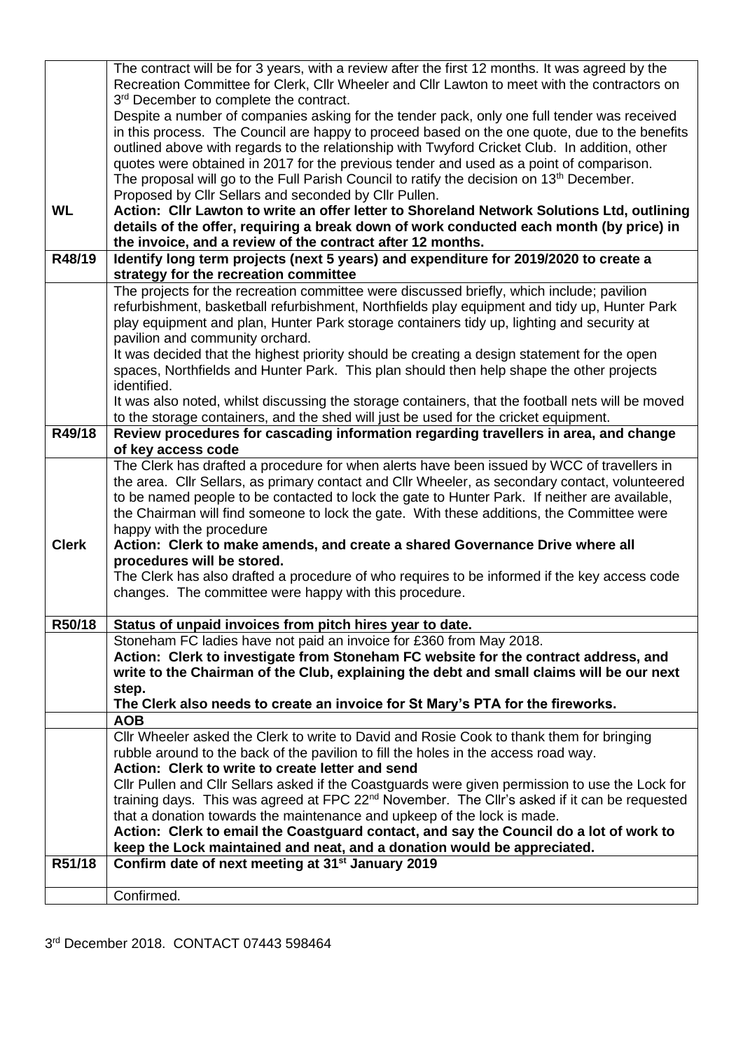| | |
|---|---|
| | The contract will be for 3 years, with a review after the first 12 months. It was agreed by the Recreation Committee for Clerk, Cllr Wheeler and Cllr Lawton to meet with the contractors on 3rd December to complete the contract.<br>Despite a number of companies asking for the tender pack, only one full tender was received in this process. The Council are happy to proceed based on the one quote, due to the benefits outlined above with regards to the relationship with Twyford Cricket Club. In addition, other quotes were obtained in 2017 for the previous tender and used as a point of comparison.<br>The proposal will go to the Full Parish Council to ratify the decision on 13th December.<br>Proposed by Cllr Sellars and seconded by Cllr Pullen. |
| **WL** | **Action: Cllr Lawton to write an offer letter to Shoreland Network Solutions Ltd, outlining details of the offer, requiring a break down of work conducted each month (by price) in the invoice, and a review of the contract after 12 months.** |
| **R48/19** | **Identify long term projects (next 5 years) and expenditure for 2019/2020 to create a strategy for the recreation committee** |
| | The projects for the recreation committee were discussed briefly, which include; pavilion refurbishment, basketball refurbishment, Northfields play equipment and tidy up, Hunter Park play equipment and plan, Hunter Park storage containers tidy up, lighting and security at pavilion and community orchard.<br>It was decided that the highest priority should be creating a design statement for the open spaces, Northfields and Hunter Park. This plan should then help shape the other projects identified.<br>It was also noted, whilst discussing the storage containers, that the football nets will be moved to the storage containers, and the shed will just be used for the cricket equipment. |
| **R49/18** | **Review procedures for cascading information regarding travellers in area, and change of key access code** |
| | The Clerk has drafted a procedure for when alerts have been issued by WCC of travellers in the area. Cllr Sellars, as primary contact and Cllr Wheeler, as secondary contact, volunteered to be named people to be contacted to lock the gate to Hunter Park. If neither are available, the Chairman will find someone to lock the gate. With these additions, the Committee were happy with the procedure |
| **Clerk** | **Action: Clerk to make amends, and create a shared Governance Drive where all procedures will be stored.**<br>The Clerk has also drafted a procedure of who requires to be informed if the key access code changes. The committee were happy with this procedure. |
| **R50/18** | **Status of unpaid invoices from pitch hires year to date.** |
| | Stoneham FC ladies have not paid an invoice for £360 from May 2018.<br>**Action: Clerk to investigate from Stoneham FC website for the contract address, and write to the Chairman of the Club, explaining the debt and small claims will be our next step.**<br>**The Clerk also needs to create an invoice for St Mary's PTA for the fireworks.** |
| | **AOB** |
| | Cllr Wheeler asked the Clerk to write to David and Rosie Cook to thank them for bringing rubble around to the back of the pavilion to fill the holes in the access road way.<br>**Action: Clerk to write to create letter and send**<br>Cllr Pullen and Cllr Sellars asked if the Coastguards were given permission to use the Lock for training days. This was agreed at FPC 22nd November. The Cllr's asked if it can be requested that a donation towards the maintenance and upkeep of the lock is made.<br>**Action: Clerk to email the Coastguard contact, and say the Council do a lot of work to keep the Lock maintained and neat, and a donation would be appreciated.** |
| **R51/18** | **Confirm date of next meeting at 31st January 2019** |
| | Confirmed. |

3rd December 2018. CONTACT 07443 598464